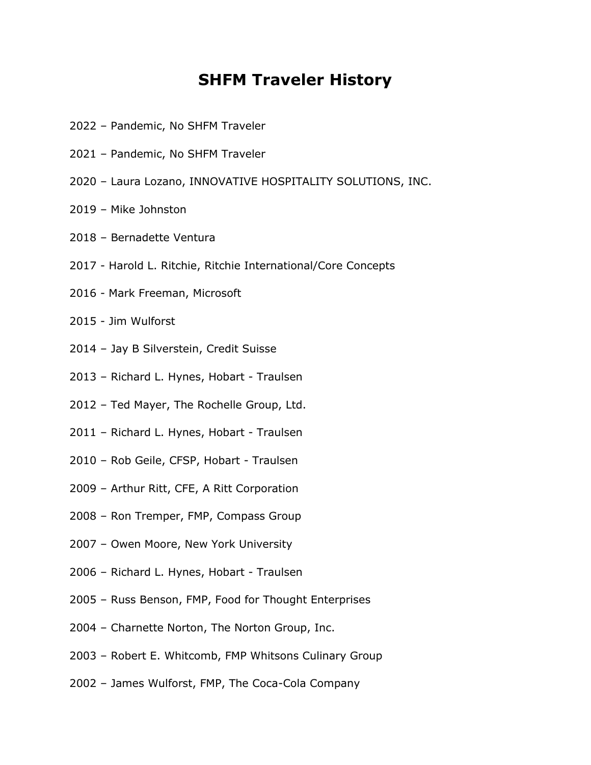# SHFM Traveler History

2022 – Pandemic, No SHFM Traveler

2021 – Pandemic, No SHFM Traveler

2020 – Laura Lozano, INNOVATIVE HOSPITALITY SOLUTIONS, INC.

2019 – Mike Johnston

2018 – Bernadette Ventura

2017 - Harold L. Ritchie, Ritchie International/Core Concepts

2016 - Mark Freeman, Microsoft

2015 - Jim Wulforst

2014 – Jay B Silverstein, Credit Suisse

2013 – Richard L. Hynes, Hobart - Traulsen

2012 – Ted Mayer, The Rochelle Group, Ltd.

2011 – Richard L. Hynes, Hobart - Traulsen

2010 – Rob Geile, CFSP, Hobart - Traulsen

2009 – Arthur Ritt, CFE, A Ritt Corporation

2008 – Ron Tremper, FMP, Compass Group

2007 – Owen Moore, New York University

2006 – Richard L. Hynes, Hobart - Traulsen

2005 – Russ Benson, FMP, Food for Thought Enterprises

2004 – Charnette Norton, The Norton Group, Inc.

2003 – Robert E. Whitcomb, FMP Whitsons Culinary Group

2002 – James Wulforst, FMP, The Coca-Cola Company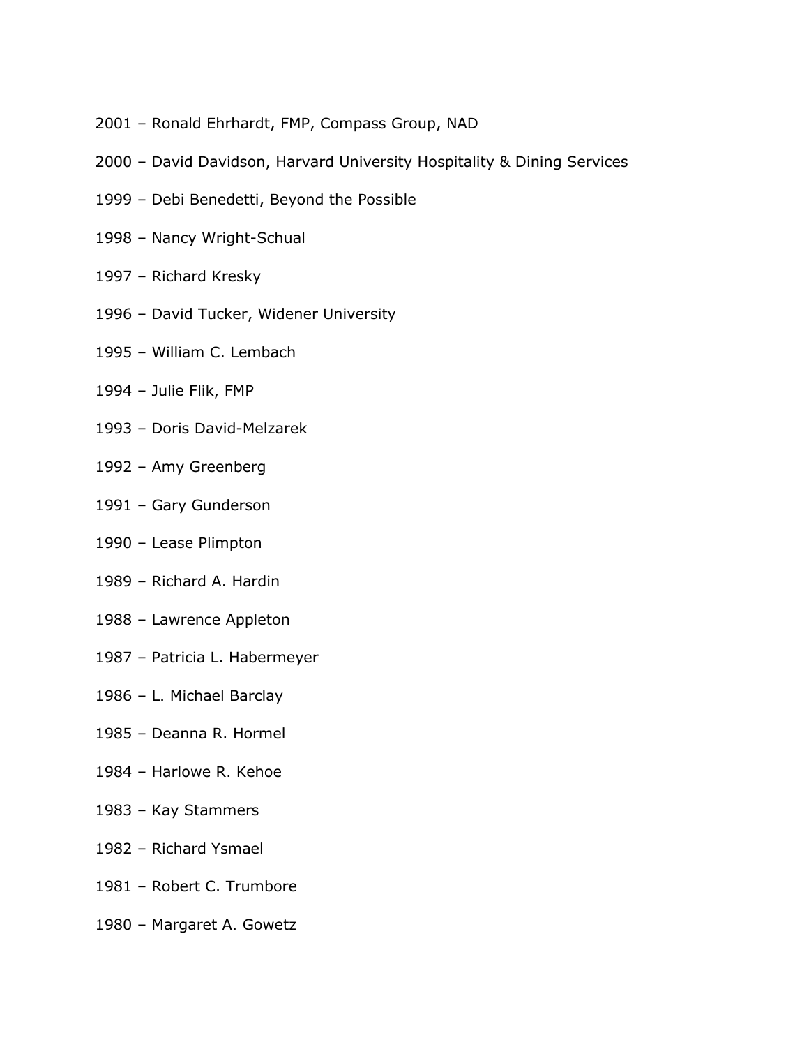2001 – Ronald Ehrhardt, FMP, Compass Group, NAD

2000 – David Davidson, Harvard University Hospitality & Dining Services

1999 – Debi Benedetti, Beyond the Possible

1998 – Nancy Wright-Schual

1997 – Richard Kresky

1996 – David Tucker, Widener University

1995 – William C. Lembach

1994 – Julie Flik, FMP

1993 – Doris David-Melzarek

1992 – Amy Greenberg

1991 – Gary Gunderson

1990 – Lease Plimpton

1989 – Richard A. Hardin

1988 – Lawrence Appleton

1987 – Patricia L. Habermeyer

1986 – L. Michael Barclay

1985 – Deanna R. Hormel

1984 – Harlowe R. Kehoe

1983 – Kay Stammers

1982 – Richard Ysmael

1981 – Robert C. Trumbore

1980 – Margaret A. Gowetz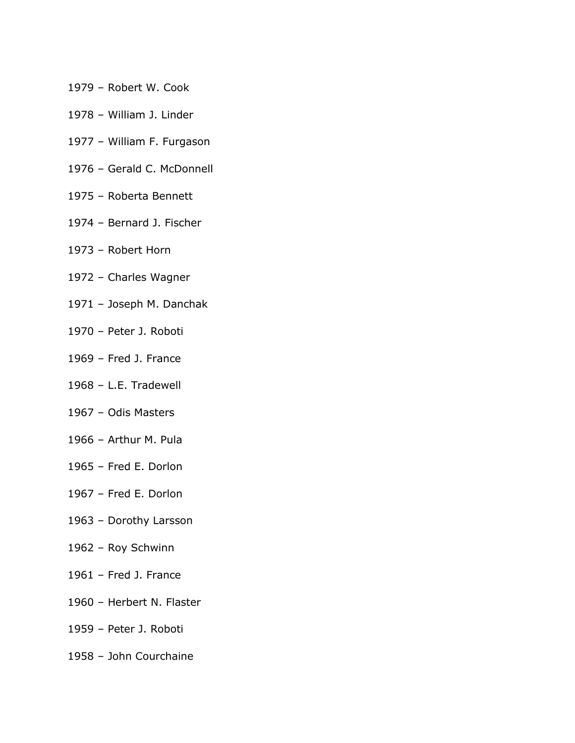1979 – Robert W. Cook

1978 – William J. Linder

1977 – William F. Furgason

1976 – Gerald C. McDonnell

1975 – Roberta Bennett

1974 – Bernard J. Fischer

1973 – Robert Horn

1972 – Charles Wagner

1971 – Joseph M. Danchak

1970 – Peter J. Roboti

1969 – Fred J. France

1968 – L.E. Tradewell

1967 – Odis Masters

1966 – Arthur M. Pula

1965 – Fred E. Dorlon

1967 – Fred E. Dorlon

1963 – Dorothy Larsson

1962 – Roy Schwinn

1961 – Fred J. France

1960 – Herbert N. Flaster

1959 – Peter J. Roboti

1958 – John Courchaine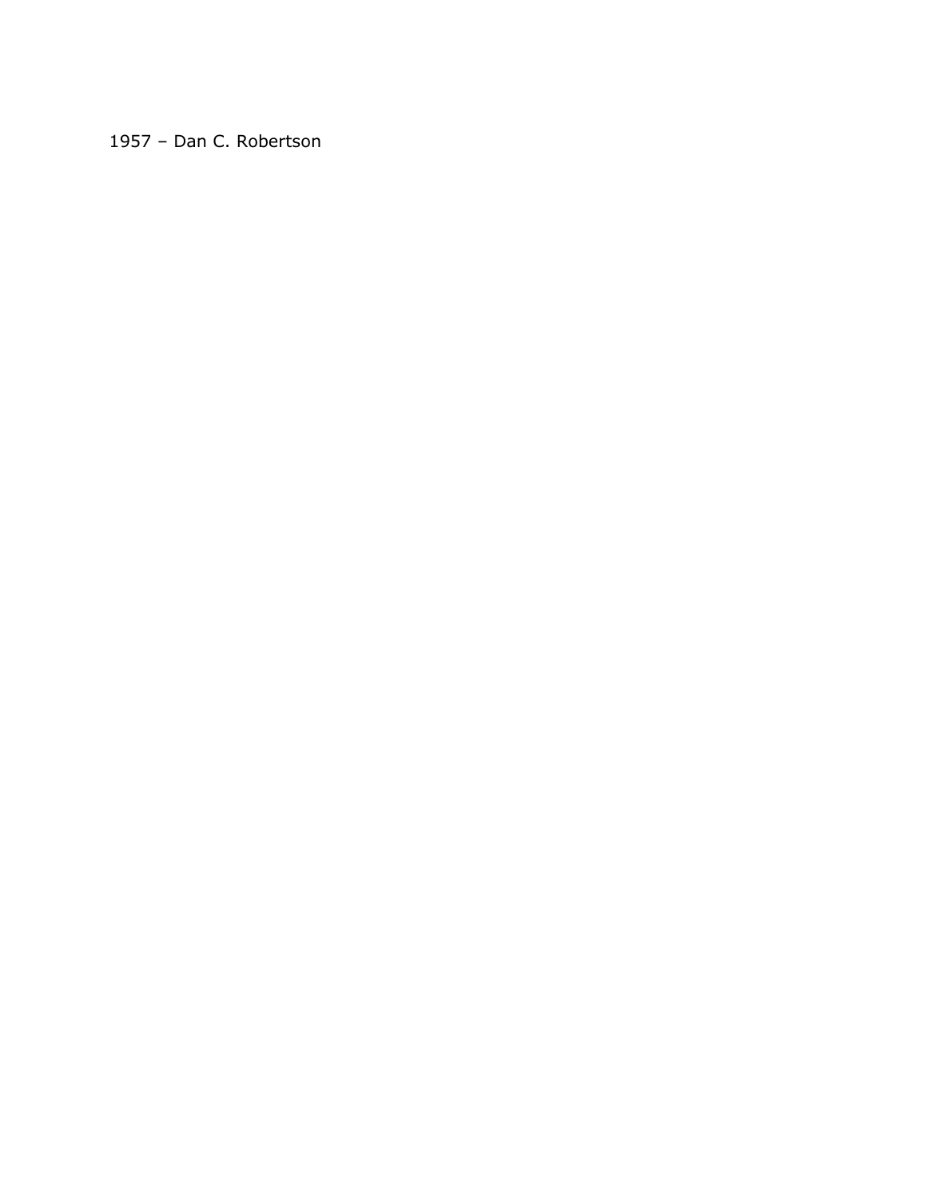1957 – Dan C. Robertson